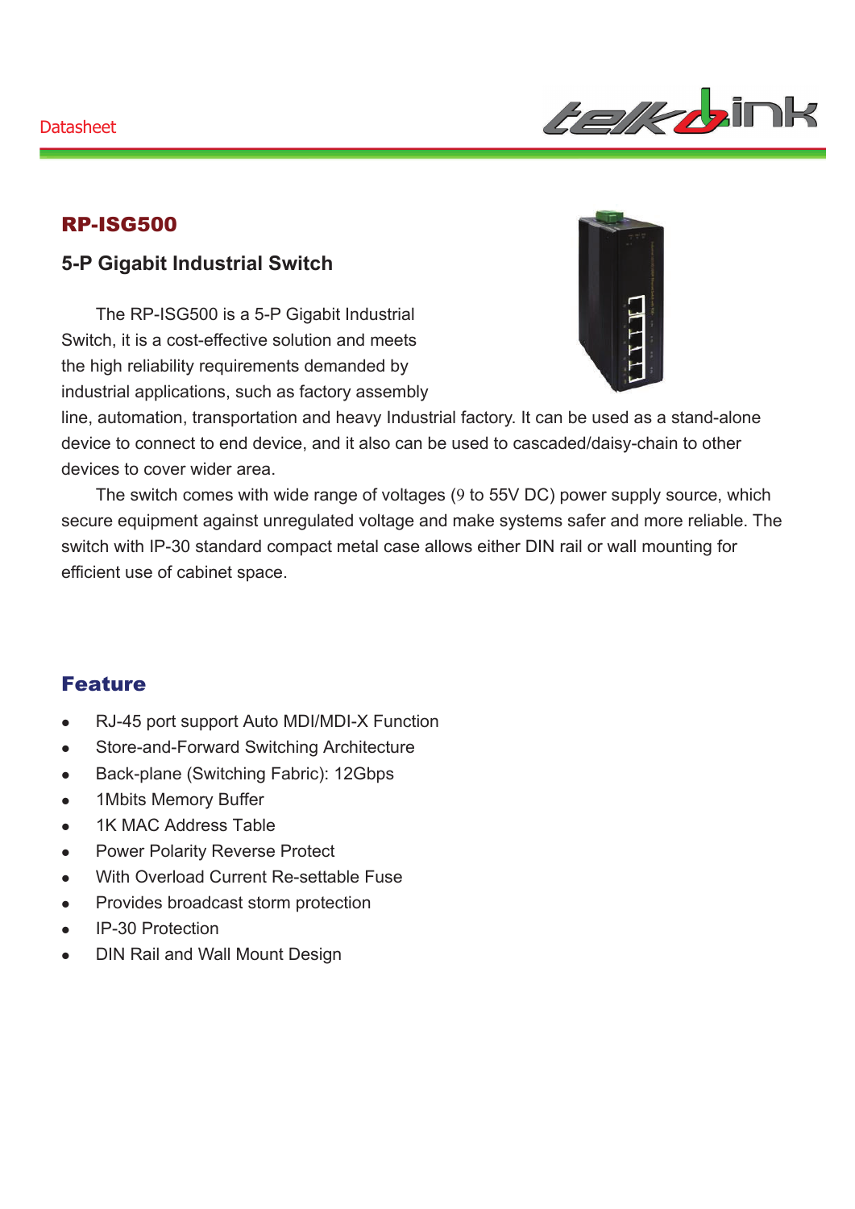Datasheet

# RP-ISG500

## 5-P Gigabit Industrial Switch

The RP-ISG500 is a 5-P Gigabit Industrial Switch, it is a cost-effective solution and meets the high reliability requirements demanded by industrial applications, such as factory assembly line, automation, transportation and heavy Industrial factory. It can be used as a stand-alone device to connect to end device, and it also can be used to cascaded/daisy-chain to other devices to cover wider area.

The switch comes with wide range of voltages (9 to 55V DC) power supply source, which secure equipment against unregulated voltage and make systems safer and more reliable. The switch with IP-30 standard compact metal case allows either DIN rail or wall mounting for efficient use of cabinet space.

## Feature

- RJ-45 port support Auto MDI/MDI-X Function
- Store-and-Forward Switching Architecture
- Back-plane (Switching Fabric): 12Gbps
- 1Mbits Memory Buffer
- 1K MAC Address Table
- Power Polarity Reverse Protect
- With Overload Current Re-settable Fuse
- Provides broadcast storm protection
- IP-30 Protection
- DIN Rail and Wall Mount Design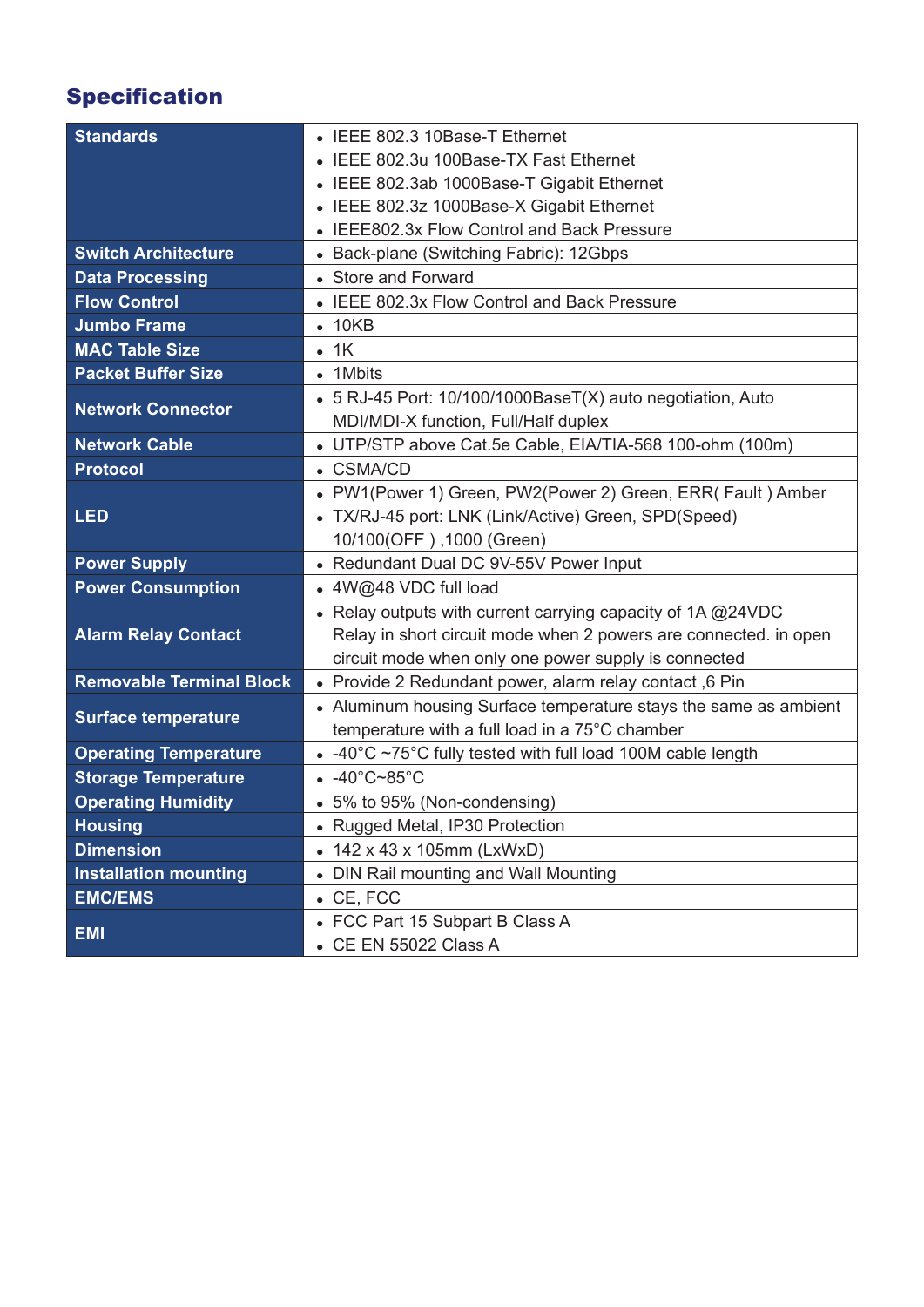## Specification

| Specification | |
|---|---|
| **Standards** | • IEEE 802.3 10Base-T Ethernet<br>• IEEE 802.3u 100Base-TX Fast Ethernet<br>• IEEE 802.3ab 1000Base-T Gigabit Ethernet<br>• IEEE 802.3z 1000Base-X Gigabit Ethernet<br>• IEEE802.3x Flow Control and Back Pressure |
| **Switch Architecture** | • Back-plane (Switching Fabric): 12Gbps |
| **Data Processing** | • Store and Forward |
| **Flow Control** | • IEEE 802.3x Flow Control and Back Pressure |
| **Jumbo Frame** | • 10KB |
| **MAC Table Size** | • 1K |
| **Packet Buffer Size** | • 1Mbits |
| **Network Connector** | • 5 RJ-45 Port: 10/100/1000BaseT(X) auto negotiation, Auto MDI/MDI-X function, Full/Half duplex |
| **Network Cable** | • UTP/STP above Cat.5e Cable, EIA/TIA-568 100-ohm (100m) |
| **Protocol** | • CSMA/CD |
| **LED** | • PW1(Power 1) Green, PW2(Power 2) Green, ERR( Fault ) Amber<br>• TX/RJ-45 port: LNK (Link/Active) Green, SPD(Speed) 10/100(OFF ) ,1000 (Green) |
| **Power Supply** | • Redundant Dual DC 9V-55V Power Input |
| **Power Consumption** | • 4W@48 VDC full load |
| **Alarm Relay Contact** | • Relay outputs with current carrying capacity of 1A @24VDC Relay in short circuit mode when 2 powers are connected. in open circuit mode when only one power supply is connected |
| **Removable Terminal Block** | • Provide 2 Redundant power, alarm relay contact ,6 Pin |
| **Surface temperature** | • Aluminum housing Surface temperature stays the same as ambient temperature with a full load in a 75°C chamber |
| **Operating Temperature** | • -40°C ~75°C fully tested with full load 100M cable length |
| **Storage Temperature** | • -40°C~85°C |
| **Operating Humidity** | • 5% to 95% (Non-condensing) |
| **Housing** | • Rugged Metal, IP30 Protection |
| **Dimension** | • 142 x 43 x 105mm (LxWxD) |
| **Installation mounting** | • DIN Rail mounting and Wall Mounting |
| **EMC/EMS** | • CE, FCC |
| **EMI** | • FCC Part 15 Subpart B Class A<br>• CE EN 55022 Class A |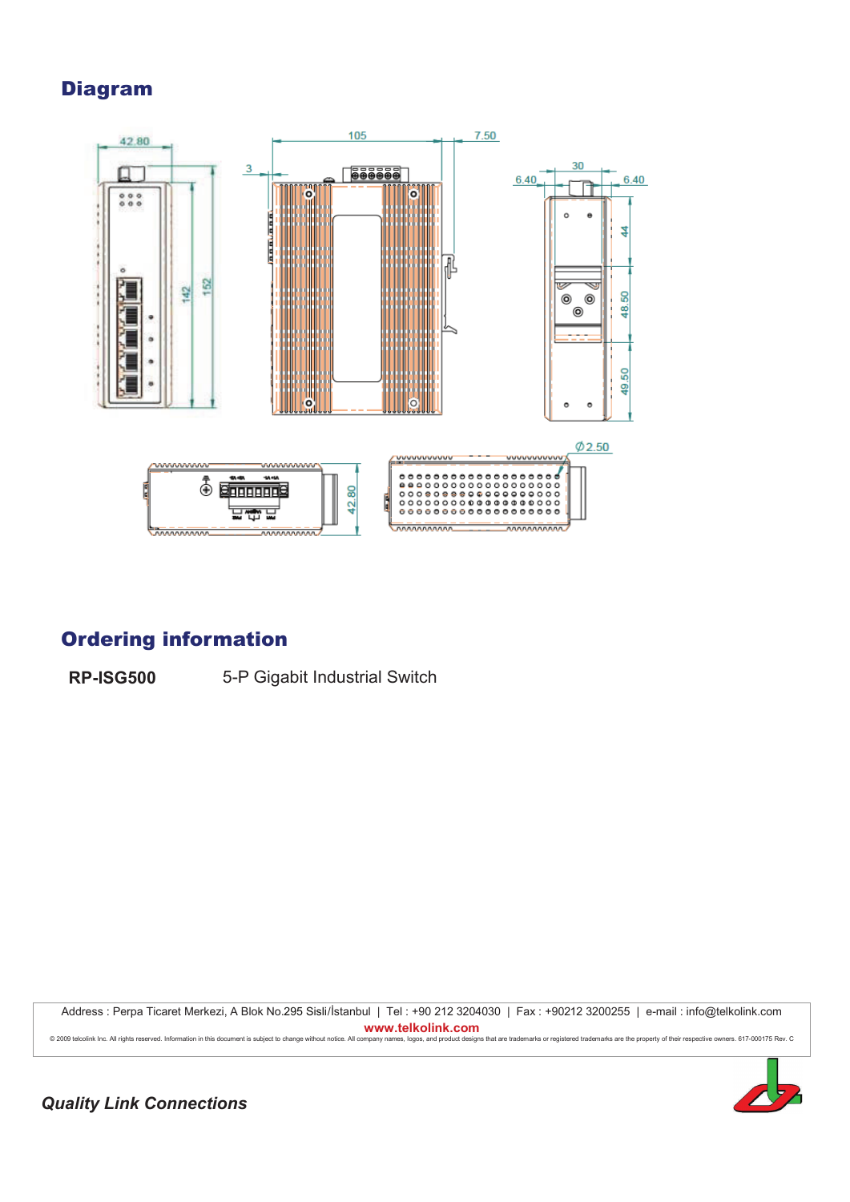## Diagram

42.80

142

152

105

7.50

3

30

6.40

6.40

44

48.50

49.50

42.80

Ø2.50

## Ordering information

**RP-ISG500** 5-P Gigabit Industrial Switch

Address : Perpa Ticaret Merkezi, A Blok No.295 Sisli/İstanbul | Tel : +90 212 3204030 | Fax : +90212 3200255 | e-mail : info@telkolink.com

**www.telkolink.com**

© 2009 telcolink Inc. All rights reserved. Information in this document is subject to change without notice. All company names, logos, and product designs that are trademarks or registered trademarks are the property of their respective owners. 617-000175 Rev. C

***Quality Link Connections***